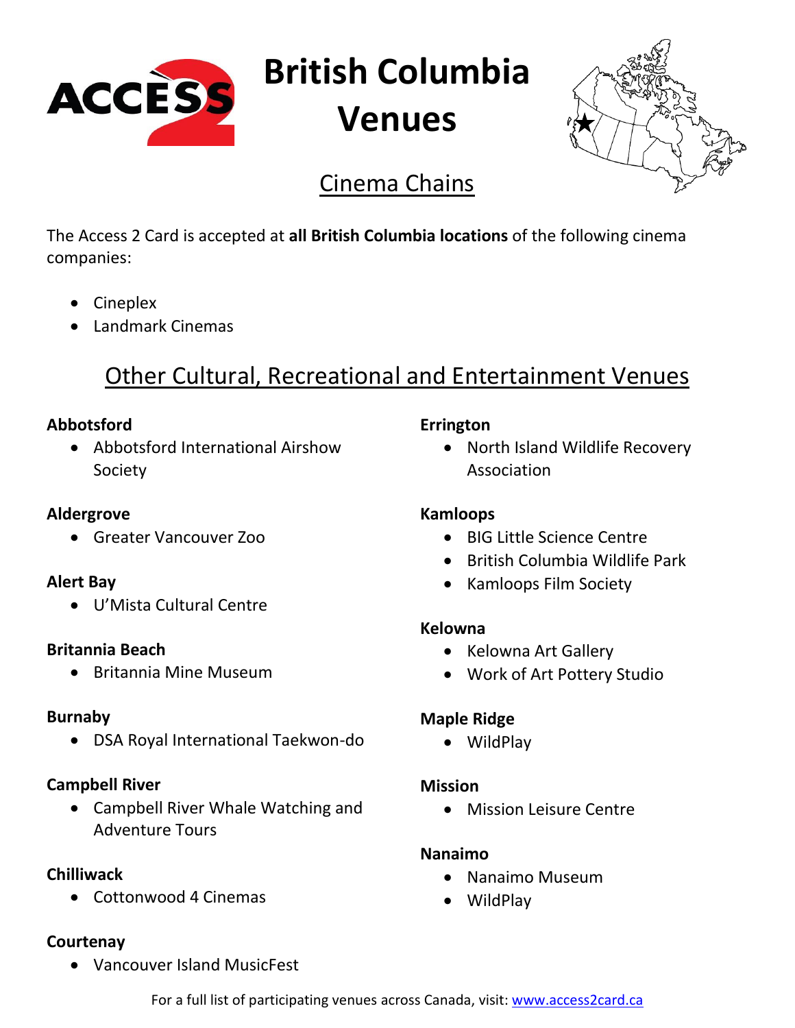# British Columbia Venues

## Cinema Chains

The Access 2 Card is accepted at **all British Columbia locations** of the following cinema companies:

- Cineplex
- Landmark Cinemas

## Other Cultural, Recreational and Entertainment Venues

**Abbotsford**

- Abbotsford International Airshow Society

**Aldergrove**

- Greater Vancouver Zoo

**Alert Bay**

- U'Mista Cultural Centre

**Britannia Beach**

- Britannia Mine Museum

**Burnaby**

- DSA Royal International Taekwon-do

**Campbell River**

- Campbell River Whale Watching and Adventure Tours

**Chilliwack**

- Cottonwood 4 Cinemas

**Courtenay**

- Vancouver Island MusicFest

**Errington**

- North Island Wildlife Recovery Association

**Kamloops**

- BIG Little Science Centre
- British Columbia Wildlife Park
- Kamloops Film Society

**Kelowna**

- Kelowna Art Gallery
- Work of Art Pottery Studio

**Maple Ridge**

- WildPlay

**Mission**

- Mission Leisure Centre

**Nanaimo**

- Nanaimo Museum
- WildPlay

For a full list of participating venues across Canada, visit: www.access2card.ca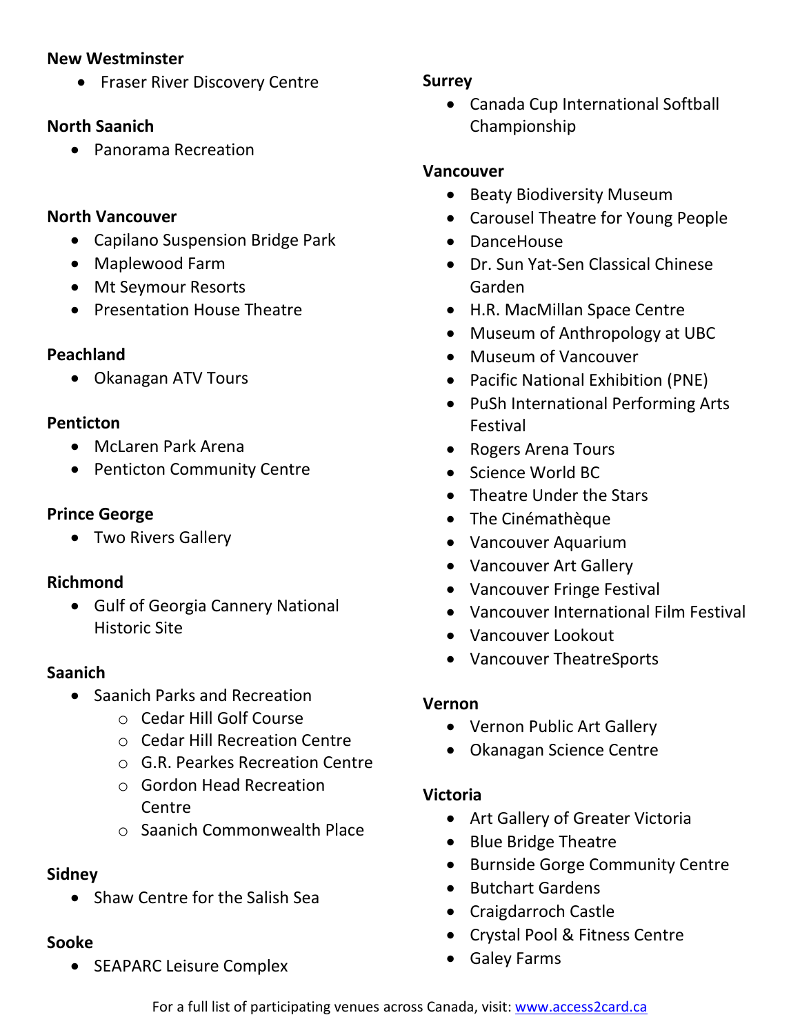**New Westminster**

- Fraser River Discovery Centre

**North Saanich**

- Panorama Recreation

**North Vancouver**

- Capilano Suspension Bridge Park
- Maplewood Farm
- Mt Seymour Resorts
- Presentation House Theatre

**Peachland**

- Okanagan ATV Tours

**Penticton**

- McLaren Park Arena
- Penticton Community Centre

**Prince George**

- Two Rivers Gallery

**Richmond**

- Gulf of Georgia Cannery National Historic Site

**Saanich**

- Saanich Parks and Recreation
  - Cedar Hill Golf Course
  - Cedar Hill Recreation Centre
  - G.R. Pearkes Recreation Centre
  - Gordon Head Recreation Centre
  - Saanich Commonwealth Place

**Sidney**

- Shaw Centre for the Salish Sea

**Sooke**

- SEAPARC Leisure Complex

**Surrey**

- Canada Cup International Softball Championship

**Vancouver**

- Beaty Biodiversity Museum
- Carousel Theatre for Young People
- DanceHouse
- Dr. Sun Yat-Sen Classical Chinese Garden
- H.R. MacMillan Space Centre
- Museum of Anthropology at UBC
- Museum of Vancouver
- Pacific National Exhibition (PNE)
- PuSh International Performing Arts Festival
- Rogers Arena Tours
- Science World BC
- Theatre Under the Stars
- The Cinémathèque
- Vancouver Aquarium
- Vancouver Art Gallery
- Vancouver Fringe Festival
- Vancouver International Film Festival
- Vancouver Lookout
- Vancouver TheatreSports

**Vernon**

- Vernon Public Art Gallery
- Okanagan Science Centre

**Victoria**

- Art Gallery of Greater Victoria
- Blue Bridge Theatre
- Burnside Gorge Community Centre
- Butchart Gardens
- Craigdarroch Castle
- Crystal Pool & Fitness Centre
- Galey Farms

For a full list of participating venues across Canada, visit: [www.access2card.ca](http://www.access2card.ca)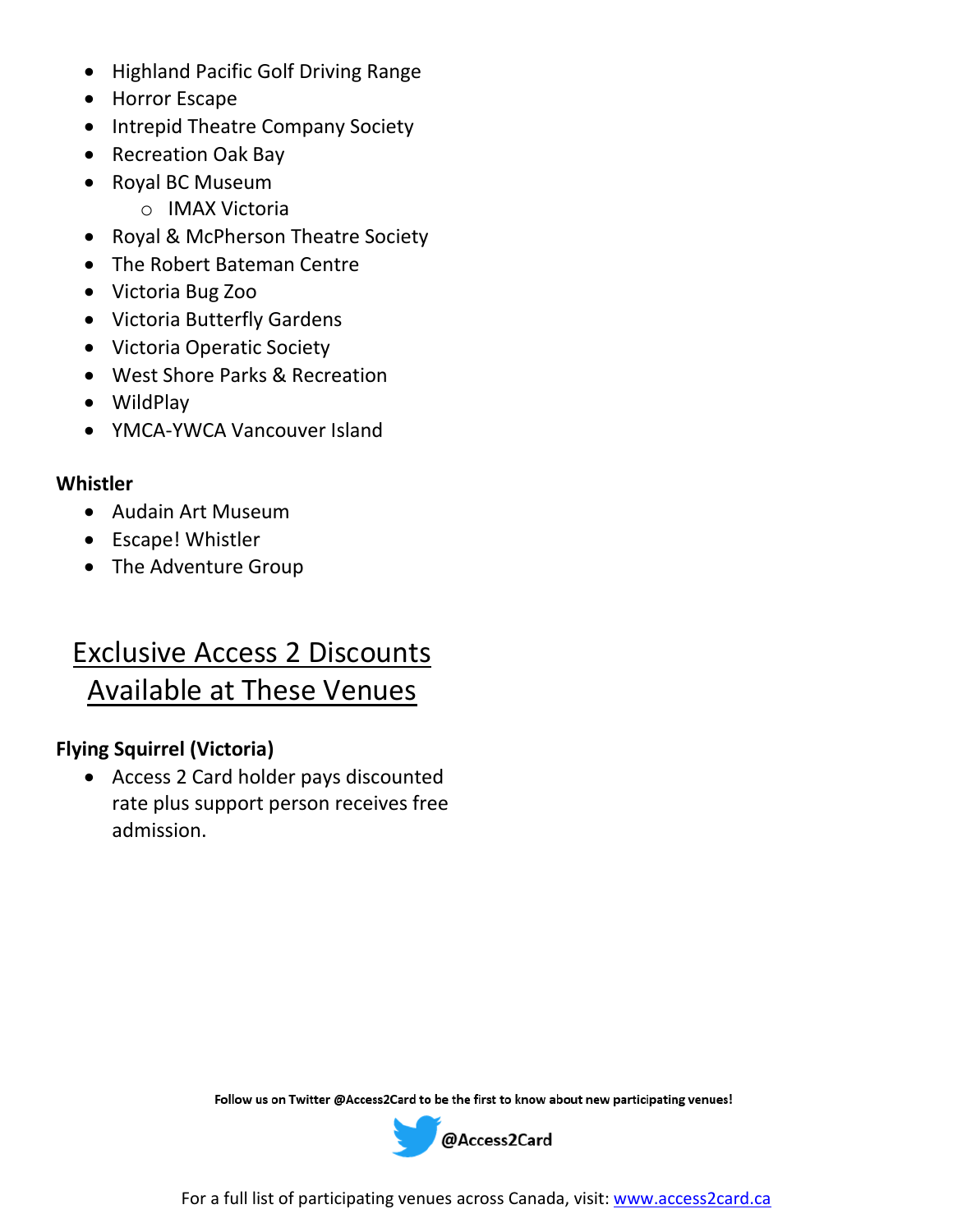- Highland Pacific Golf Driving Range
- Horror Escape
- Intrepid Theatre Company Society
- Recreation Oak Bay
- Royal BC Museum
  - IMAX Victoria
- Royal & McPherson Theatre Society
- The Robert Bateman Centre
- Victoria Bug Zoo
- Victoria Butterfly Gardens
- Victoria Operatic Society
- West Shore Parks & Recreation
- WildPlay
- YMCA-YWCA Vancouver Island

**Whistler**

- Audain Art Museum
- Escape! Whistler
- The Adventure Group

## Exclusive Access 2 Discounts Available at These Venues

**Flying Squirrel (Victoria)**

- Access 2 Card holder pays discounted rate plus support person receives free admission.

**Follow us on Twitter @Access2Card to be the first to know about new participating venues!**

**@Access2Card**

For a full list of participating venues across Canada, visit: [www.access2card.ca](www.access2card.ca)